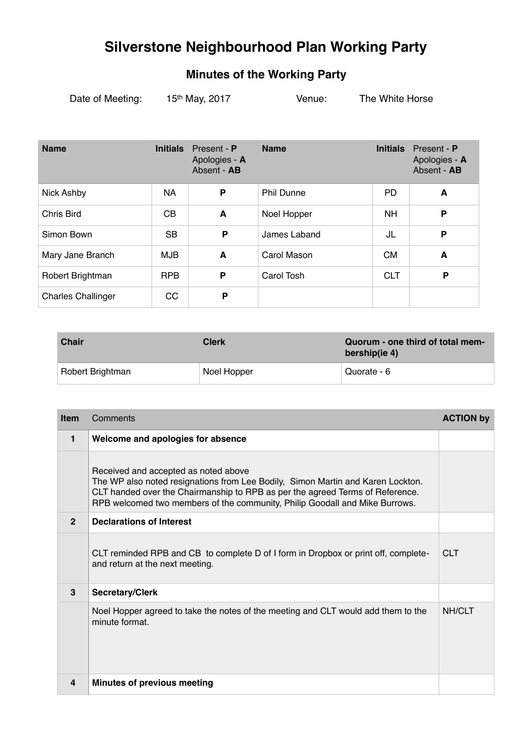# Silverstone Neighbourhood Plan Working Party

## Minutes of the Working Party

Date of Meeting: 15th May, 2017 Venue: The White Horse

| Name | Initials | Present - **P** Apologies - **A** Absent - **AB** | Name | Initials | Present - **P** Apologies - **A** Absent - **AB** |
|---|---|---|---|---|---|
| Nick Ashby | NA | **P** | Phil Dunne | PD | **A** |
| Chris Bird | CB | **A** | Noel Hopper | NH | **P** |
| Simon Bown | SB | **P** | James Laband | JL | **P** |
| Mary Jane Branch | MJB | **A** | Carol Mason | CM | **A** |
| Robert Brightman | RPB | **P** | Carol Tosh | CLT | **P** |
| Charles Challinger | CC | **P** | | | |

| Chair | Clerk | Quorum - one third of total membership(ie 4) |
|---|---|---|
| Robert Brightman | Noel Hopper | Quorate - 6 |

| Item | Comments | ACTION by |
|---|---|---|
| 1 | **Welcome and apologies for absence** | |
| | Received and accepted as noted above<br>The WP also noted resignations from Lee Bodily, Simon Martin and Karen Lockton.<br>CLT handed over the Chairmanship to RPB as per the agreed Terms of Reference.<br>RPB welcomed two members of the community, Philip Goodall and Mike Burrows. | |
| 2 | **Declarations of Interest** | |
| | CLT reminded RPB and CB to complete D of I form in Dropbox or print off, complete-and return at the next meeting. | CLT |
| 3 | **Secretary/Clerk** | |
| | Noel Hopper agreed to take the notes of the meeting and CLT would add them to the minute format. | NH/CLT |
| 4 | **Minutes of previous meeting** | |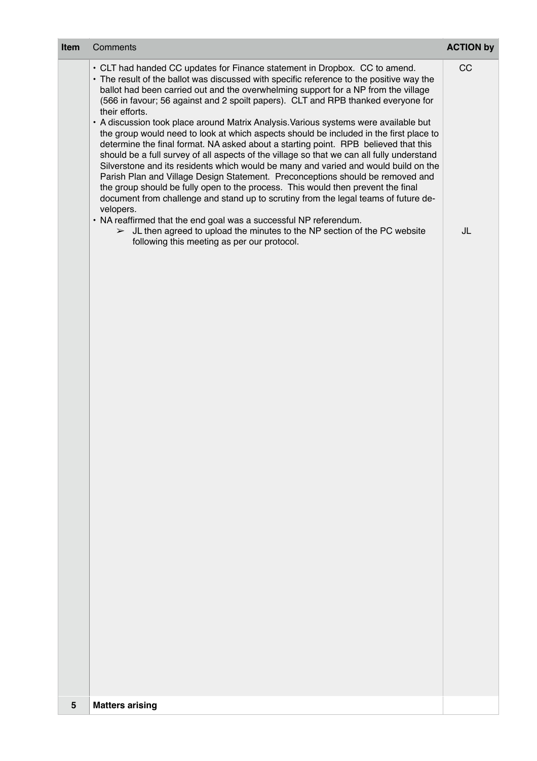| Item | Comments | ACTION by |
|---|---|---|
| | • CLT had handed CC updates for Finance statement in Dropbox. CC to amend.<br>• The result of the ballot was discussed with specific reference to the positive way the ballot had been carried out and the overwhelming support for a NP from the village (566 in favour; 56 against and 2 spoilt papers). CLT and RPB thanked everyone for their efforts.<br>• A discussion took place around Matrix Analysis. Various systems were available but the group would need to look at which aspects should be included in the first place to determine the final format. NA asked about a starting point. RPB believed that this should be a full survey of all aspects of the village so that we can all fully understand Silverstone and its residents which would be many and varied and would build on the Parish Plan and Village Design Statement. Preconceptions should be removed and the group should be fully open to the process. This would then prevent the final document from challenge and stand up to scrutiny from the legal teams of future developers.<br>• NA reaffirmed that the end goal was a successful NP referendum.<br>➢ JL then agreed to upload the minutes to the NP section of the PC website following this meeting as per our protocol. | CC<br><br><br><br><br><br><br><br><br><br><br><br><br><br><br>JL |
| **5** | **Matters arising** | |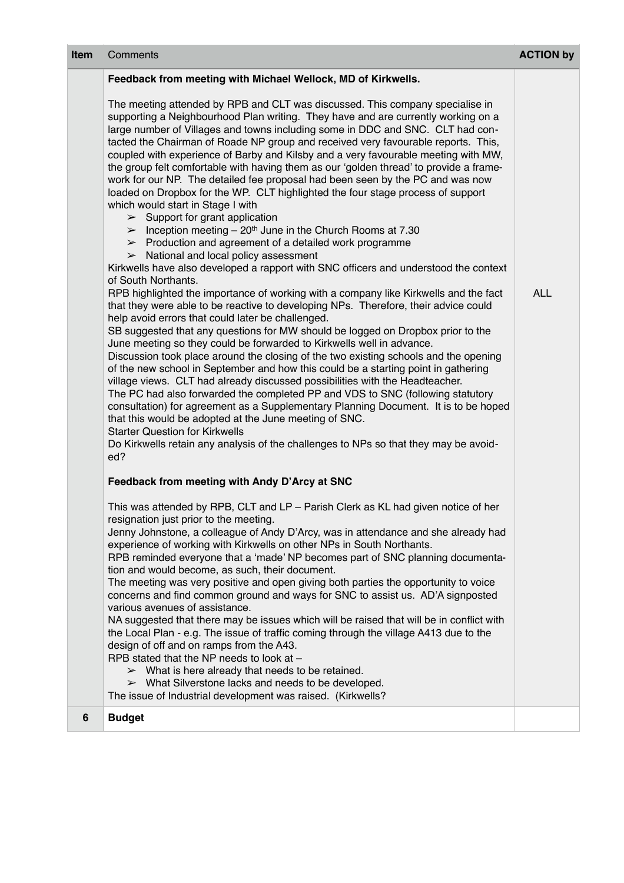| Item | Comments | ACTION by |
| --- | --- | --- |
| | **Feedback from meeting with Michael Wellock, MD of Kirkwells.**<br><br>The meeting attended by RPB and CLT was discussed. This company specialise in supporting a Neighbourhood Plan writing. They have and are currently working on a large number of Villages and towns including some in DDC and SNC. CLT had contacted the Chairman of Roade NP group and received very favourable reports. This, coupled with experience of Barby and Kilsby and a very favourable meeting with MW, the group felt comfortable with having them as our 'golden thread' to provide a framework for our NP. The detailed fee proposal had been seen by the PC and was now loaded on Dropbox for the WP. CLT highlighted the four stage process of support which would start in Stage I with<br>➢ Support for grant application<br>➢ Inception meeting – 20th June in the Church Rooms at 7.30<br>➢ Production and agreement of a detailed work programme<br>➢ National and local policy assessment<br>Kirkwells have also developed a rapport with SNC officers and understood the context of South Northants.<br>RPB highlighted the importance of working with a company like Kirkwells and the fact that they were able to be reactive to developing NPs. Therefore, their advice could help avoid errors that could later be challenged.<br>SB suggested that any questions for MW should be logged on Dropbox prior to the June meeting so they could be forwarded to Kirkwells well in advance.<br>Discussion took place around the closing of the two existing schools and the opening of the new school in September and how this could be a starting point in gathering village views. CLT had already discussed possibilities with the Headteacher.<br>The PC had also forwarded the completed PP and VDS to SNC (following statutory consultation) for agreement as a Supplementary Planning Document. It is to be hoped that this would be adopted at the June meeting of SNC.<br>Starter Question for Kirkwells<br>Do Kirkwells retain any analysis of the challenges to NPs so that they may be avoided?<br><br>**Feedback from meeting with Andy D'Arcy at SNC**<br><br>This was attended by RPB, CLT and LP – Parish Clerk as KL had given notice of her resignation just prior to the meeting.<br>Jenny Johnstone, a colleague of Andy D'Arcy, was in attendance and she already had experience of working with Kirkwells on other NPs in South Northants.<br>RPB reminded everyone that a 'made' NP becomes part of SNC planning documentation and would become, as such, their document.<br>The meeting was very positive and open giving both parties the opportunity to voice concerns and find common ground and ways for SNC to assist us. AD'A signposted various avenues of assistance.<br>NA suggested that there may be issues which will be raised that will be in conflict with the Local Plan - e.g. The issue of traffic coming through the village A413 due to the design of off and on ramps from the A43.<br>RPB stated that the NP needs to look at –<br>➢ What is here already that needs to be retained.<br>➢ What Silverstone lacks and needs to be developed.<br>The issue of Industrial development was raised. (Kirkwells? | ALL |
| **6** | **Budget** | |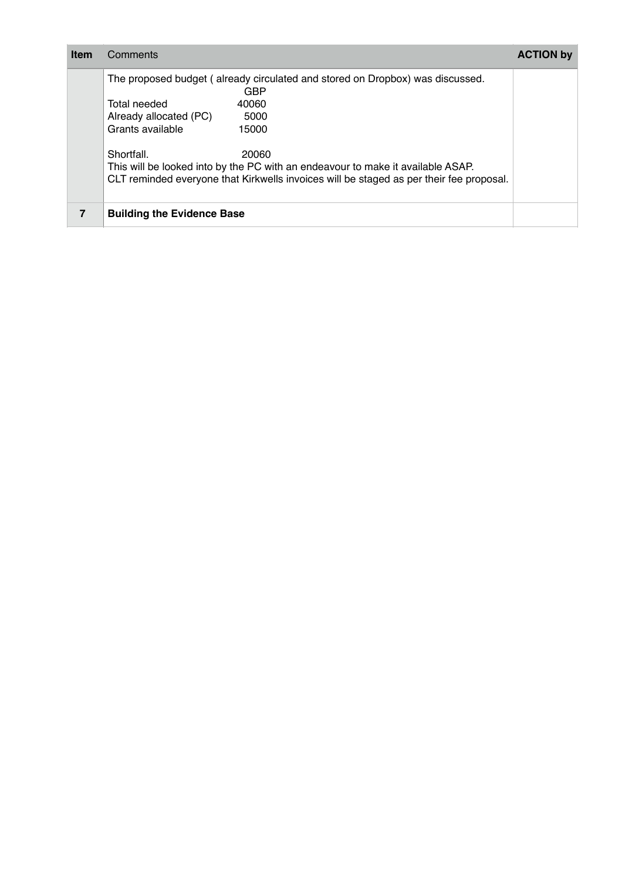| Item | Comments | ACTION by |
|---|---|---|
| | The proposed budget ( already circulated and stored on Dropbox) was discussed.<br>GBP<br>Total needed 40060<br>Already allocated (PC) 5000<br>Grants available 15000<br><br>Shortfall. 20060<br>This will be looked into by the PC with an endeavour to make it available ASAP.<br>CLT reminded everyone that Kirkwells invoices will be staged as per their fee proposal. | |
| **7** | **Building the Evidence Base** | |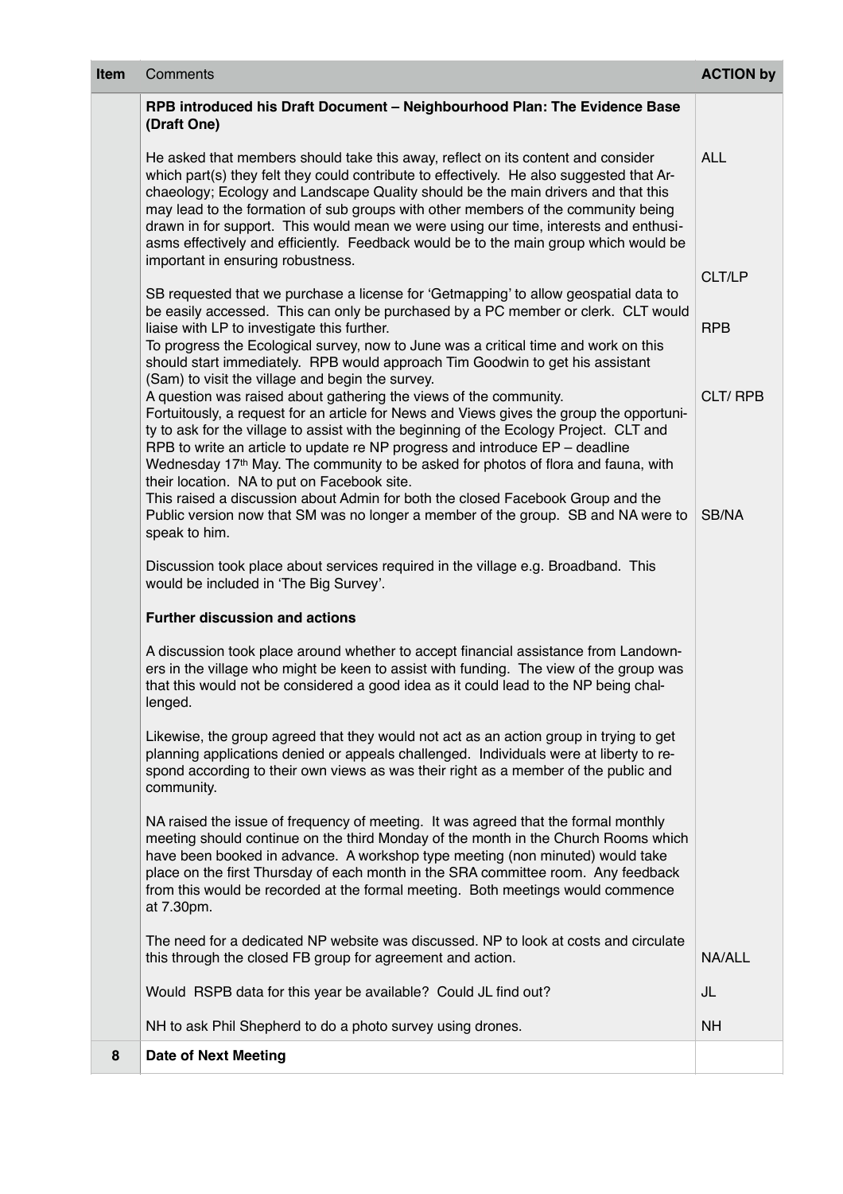| Item | Comments | ACTION by |
|---|---|---|
| | **RPB introduced his Draft Document – Neighbourhood Plan: The Evidence Base (Draft One)** | |
| | He asked that members should take this away, reflect on its content and consider which part(s) they felt they could contribute to effectively. He also suggested that Archaeology; Ecology and Landscape Quality should be the main drivers and that this may lead to the formation of sub groups with other members of the community being drawn in for support. This would mean we were using our time, interests and enthusiasms effectively and efficiently. Feedback would be to the main group which would be important in ensuring robustness. | ALL |
| | SB requested that we purchase a license for 'Getmapping' to allow geospatial data to be easily accessed. This can only be purchased by a PC member or clerk. CLT would liaise with LP to investigate this further. | CLT/LP |
| | To progress the Ecological survey, now to June was a critical time and work on this should start immediately. RPB would approach Tim Goodwin to get his assistant (Sam) to visit the village and begin the survey. | RPB |
| | A question was raised about gathering the views of the community. Fortuitously, a request for an article for News and Views gives the group the opportunity to ask for the village to assist with the beginning of the Ecology Project. CLT and RPB to write an article to update re NP progress and introduce EP – deadline Wednesday 17th May. The community to be asked for photos of flora and fauna, with their location. NA to put on Facebook site. | CLT/ RPB |
| | This raised a discussion about Admin for both the closed Facebook Group and the Public version now that SM was no longer a member of the group. SB and NA were to speak to him. | SB/NA |
| | Discussion took place about services required in the village e.g. Broadband. This would be included in 'The Big Survey'. | |
| | **Further discussion and actions** | |
| | A discussion took place around whether to accept financial assistance from Landowners in the village who might be keen to assist with funding. The view of the group was that this would not be considered a good idea as it could lead to the NP being challenged. | |
| | Likewise, the group agreed that they would not act as an action group in trying to get planning applications denied or appeals challenged. Individuals were at liberty to respond according to their own views as was their right as a member of the public and community. | |
| | NA raised the issue of frequency of meeting. It was agreed that the formal monthly meeting should continue on the third Monday of the month in the Church Rooms which have been booked in advance. A workshop type meeting (non minuted) would take place on the first Thursday of each month in the SRA committee room. Any feedback from this would be recorded at the formal meeting. Both meetings would commence at 7.30pm. | |
| | The need for a dedicated NP website was discussed. NP to look at costs and circulate this through the closed FB group for agreement and action. | NA/ALL |
| | Would RSPB data for this year be available? Could JL find out? | JL |
| | NH to ask Phil Shepherd to do a photo survey using drones. | NH |
| **8** | **Date of Next Meeting** | |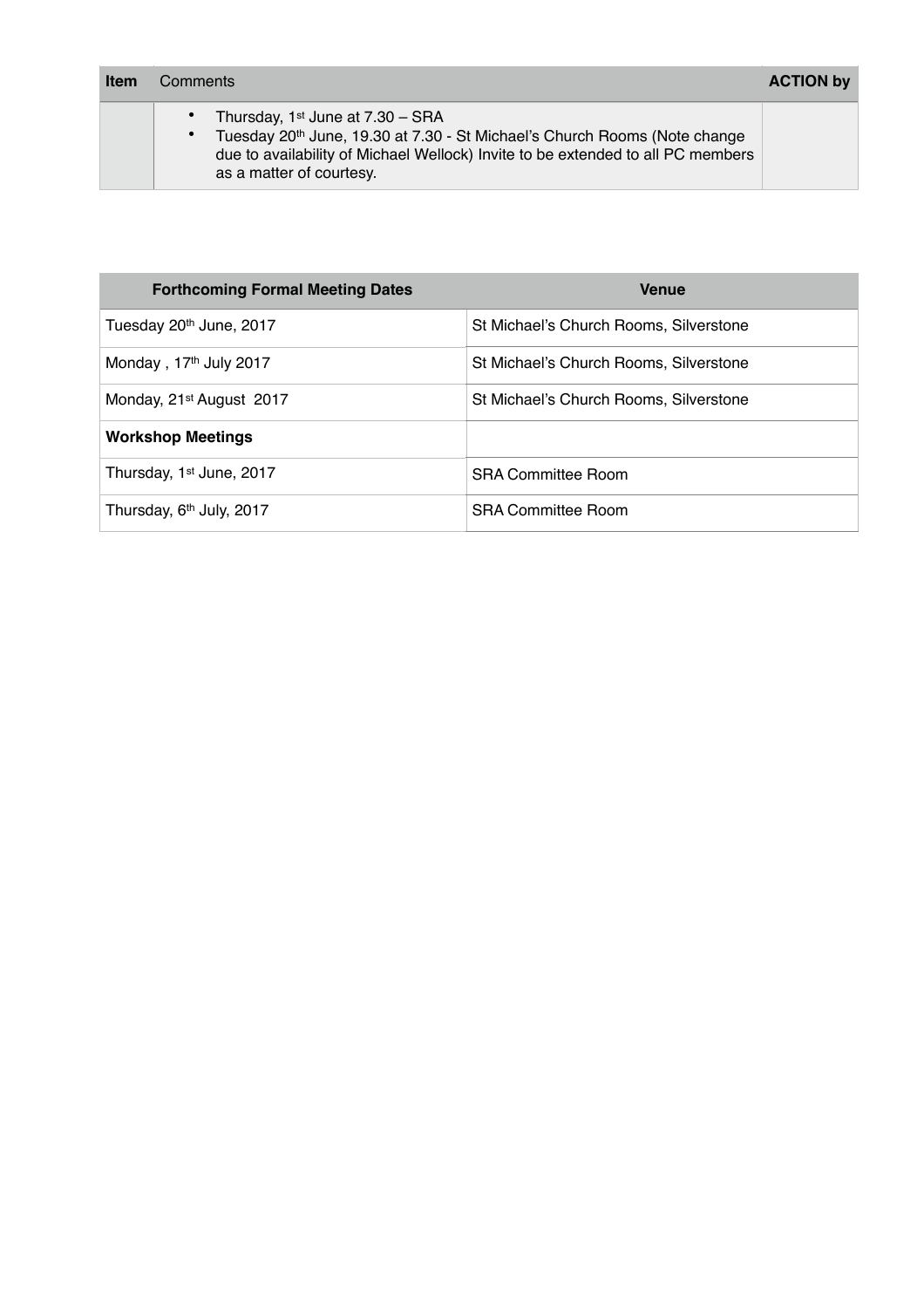| Item | Comments | ACTION by |
| --- | --- | --- |
| | • Thursday, 1st June at 7.30 – SRA<br>• Tuesday 20th June, 19.30 at 7.30 - St Michael's Church Rooms (Note change due to availability of Michael Wellock) Invite to be extended to all PC members as a matter of courtesy. | |

| Forthcoming Formal Meeting Dates | Venue |
| --- | --- |
| Tuesday 20th June, 2017 | St Michael's Church Rooms, Silverstone |
| Monday , 17th July 2017 | St Michael's Church Rooms, Silverstone |
| Monday, 21st August 2017 | St Michael's Church Rooms, Silverstone |
| **Workshop Meetings** | |
| Thursday, 1st June, 2017 | SRA Committee Room |
| Thursday, 6th July, 2017 | SRA Committee Room |